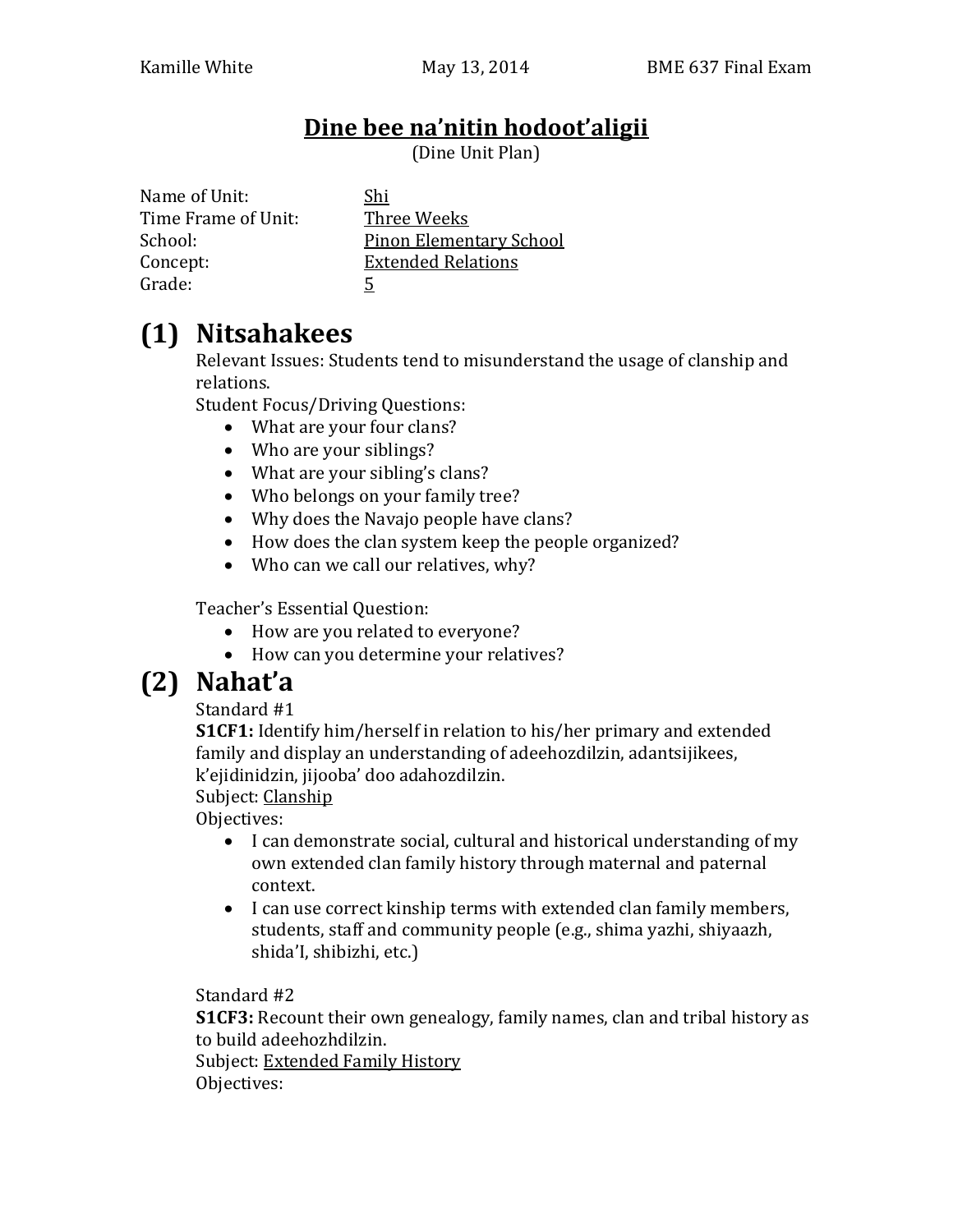Kamille White May 13, 2014 BME 637 Final Exam

# Dine bee na'nitin hodoot'aligii

(Dine Unit Plan)

Name of Unit: Shi
Time Frame of Unit: Three Weeks
School: Pinon Elementary School
Concept: Extended Relations
Grade: 5

## (1) Nitsahakees

Relevant Issues: Students tend to misunderstand the usage of clanship and relations.

Student Focus/Driving Questions:

- What are your four clans?
- Who are your siblings?
- What are your sibling's clans?
- Who belongs on your family tree?
- Why does the Navajo people have clans?
- How does the clan system keep the people organized?
- Who can we call our relatives, why?

Teacher's Essential Question:

- How are you related to everyone?
- How can you determine your relatives?

## (2) Nahat'a

Standard #1

**S1CF1:** Identify him/herself in relation to his/her primary and extended family and display an understanding of adeehozdilzin, adantsijikees, k'ejidinidzin, jijooba' doo adahozdilzin.

Subject: Clanship

Objectives:

- I can demonstrate social, cultural and historical understanding of my own extended clan family history through maternal and paternal context.
- I can use correct kinship terms with extended clan family members, students, staff and community people (e.g., shima yazhi, shiyaazh, shida'I, shibizhi, etc.)

Standard #2

**S1CF3:** Recount their own genealogy, family names, clan and tribal history as to build adeehozhdilzin.

Subject: Extended Family History

Objectives: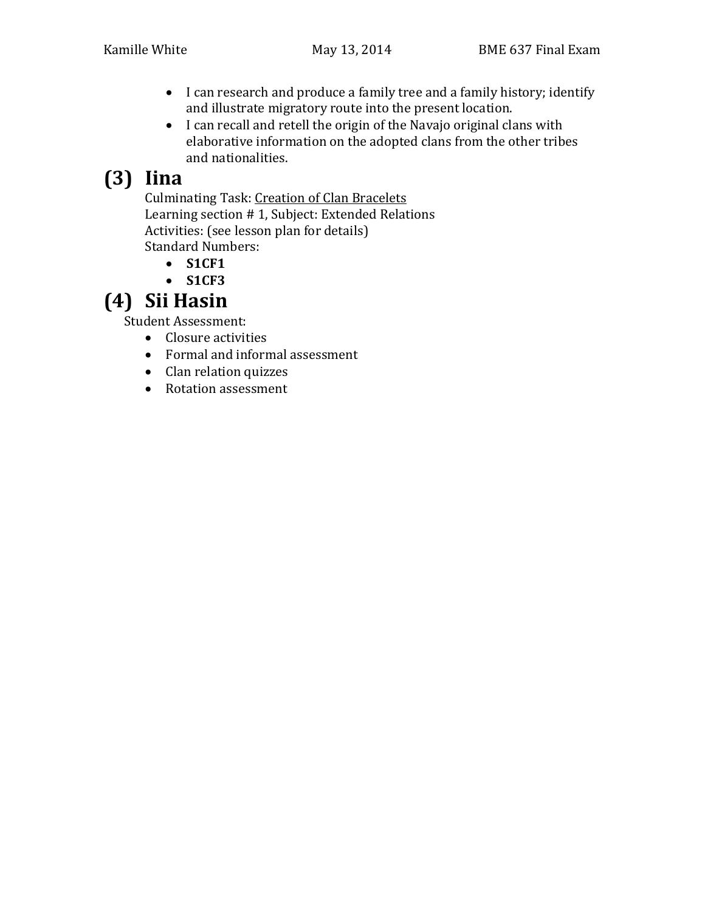- I can research and produce a family tree and a family history; identify and illustrate migratory route into the present location.
- I can recall and retell the origin of the Navajo original clans with elaborative information on the adopted clans from the other tribes and nationalities.

# (3) Iina

Culminating Task: Creation of Clan Bracelets
Learning section # 1, Subject: Extended Relations
Activities: (see lesson plan for details)
Standard Numbers:

- **S1CF1**
- **S1CF3**

# (4) Sii Hasin

Student Assessment:

- Closure activities
- Formal and informal assessment
- Clan relation quizzes
- Rotation assessment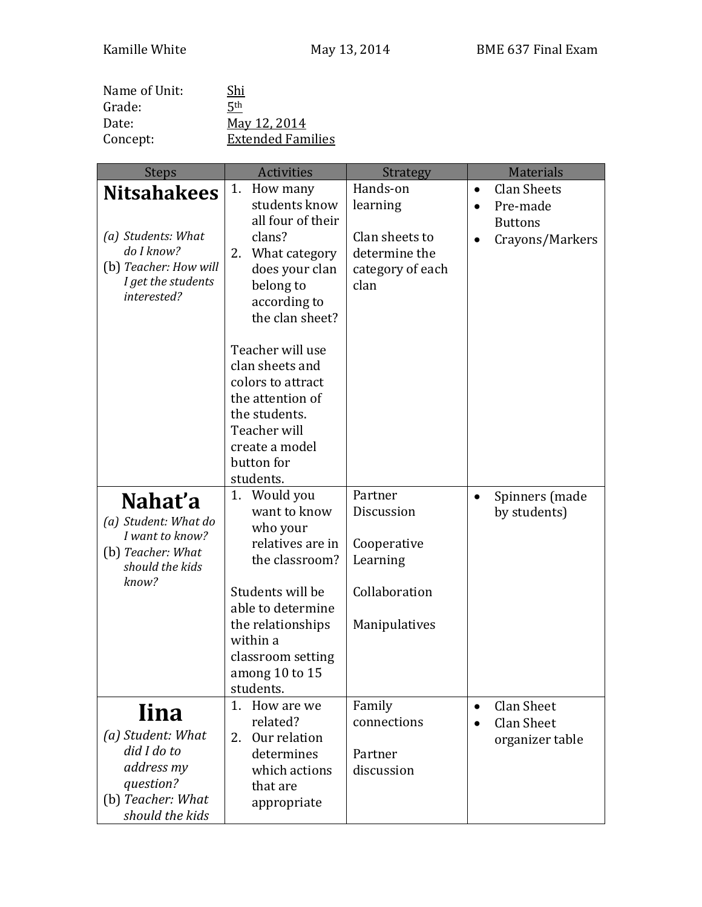Kamille White May 13, 2014 BME 637 Final Exam

Name of Unit: Shi
Grade: 5th
Date: May 12, 2014
Concept: Extended Families

| Steps | Activities | Strategy | Materials |
| --- | --- | --- | --- |
| **Nitsahakees**<br><br>(a) *Students: What do I know?*<br>(b) *Teacher: How will I get the students interested?* | 1. How many students know all four of their clans?<br>2. What category does your clan belong to according to the clan sheet?<br><br>Teacher will use clan sheets and colors to attract the attention of the students. Teacher will create a model button for students. | Hands-on learning<br><br>Clan sheets to determine the category of each clan | • Clan Sheets<br>• Pre-made Buttons<br>• Crayons/Markers |
| **Nahat'a**<br>(a) *Student: What do I want to know?*<br>(b) *Teacher: What should the kids know?* | 1. Would you want to know who your relatives are in the classroom?<br><br>Students will be able to determine the relationships within a classroom setting among 10 to 15 students. | Partner Discussion<br><br>Cooperative Learning<br><br>Collaboration<br><br>Manipulatives | • Spinners (made by students) |
| **Iina**<br>(a) *Student: What did I do to address my question?*<br>(b) *Teacher: What should the kids* | 1. How are we related?<br>2. Our relation determines which actions that are appropriate | Family connections<br><br>Partner discussion | • Clan Sheet<br>• Clan Sheet organizer table |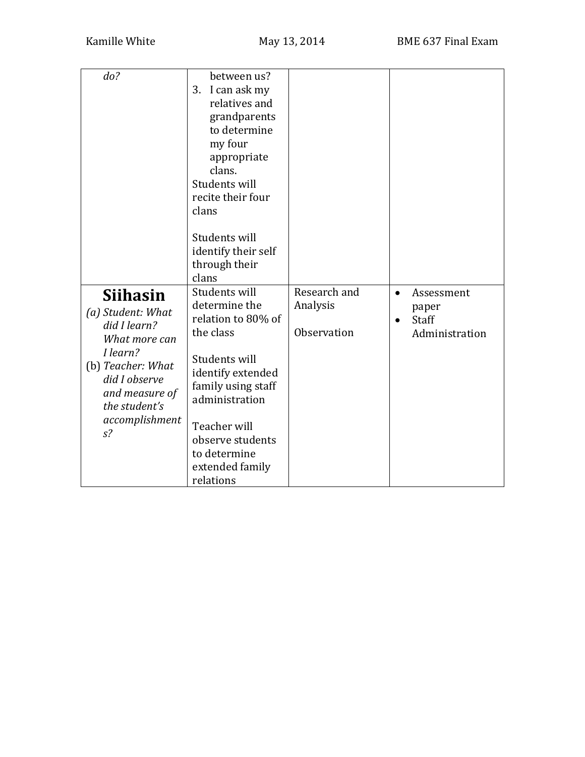| | | | |
|---|---|---|---|
| *do?* | between us?<br>3. I can ask my relatives and grandparents to determine my four appropriate clans.<br>Students will recite their four clans<br><br>Students will identify their self through their clans | | |
| **Siihasin**<br>(a) *Student: What did I learn? What more can I learn?*<br>(b) *Teacher: What did I observe and measure of the student's accomplishments?* | Students will determine the relation to 80% of the class<br><br>Students will identify extended family using staff administration<br><br>Teacher will observe students to determine extended family relations | Research and Analysis<br><br>Observation | • Assessment paper<br>• Staff Administration |